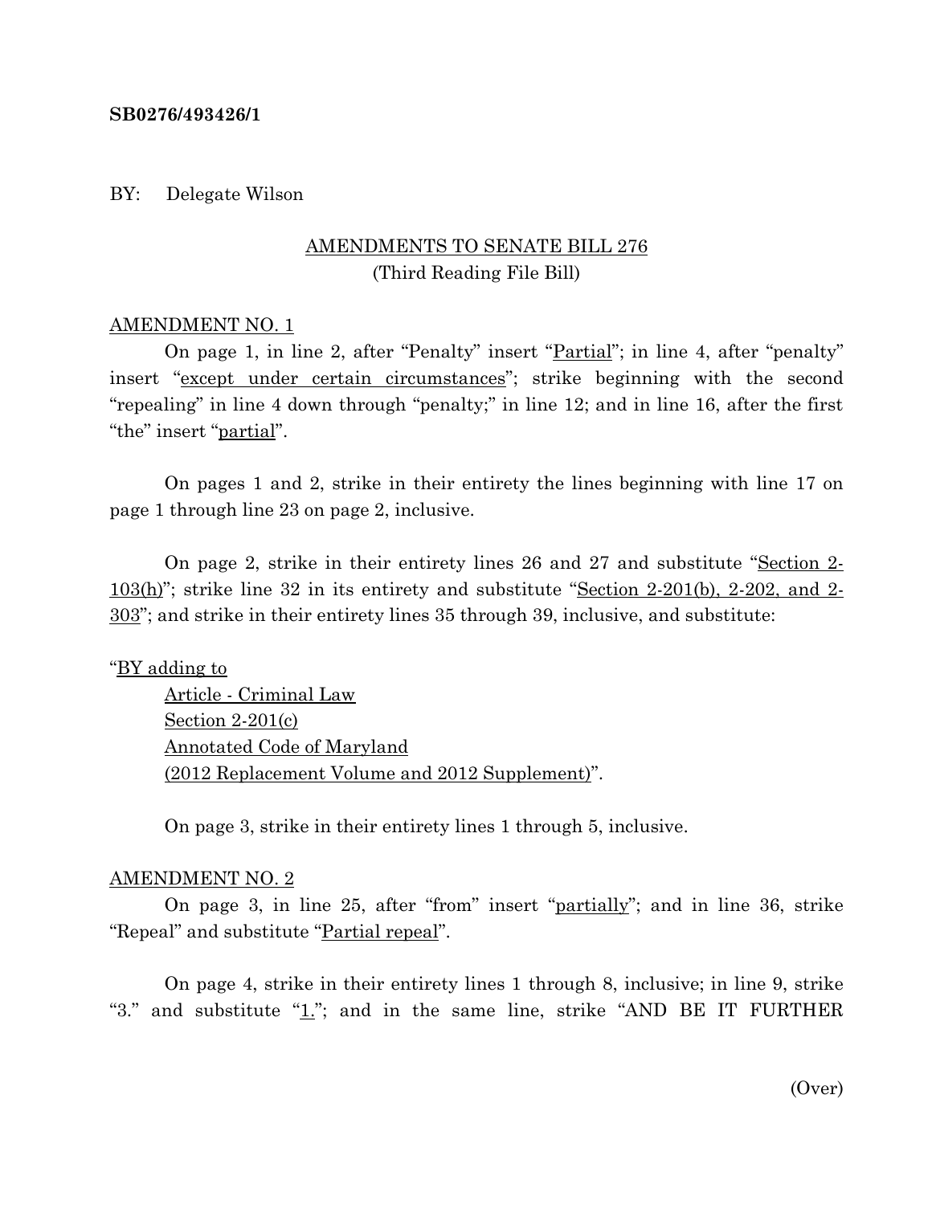**SB0276/493426/1**

BY: Delegate Wilson

AMENDMENTS TO SENATE BILL 276
(Third Reading File Bill)

AMENDMENT NO. 1

On page 1, in line 2, after "Penalty" insert "Partial"; in line 4, after "penalty" insert "except under certain circumstances"; strike beginning with the second "repealing" in line 4 down through "penalty;" in line 12; and in line 16, after the first "the" insert "partial".

On pages 1 and 2, strike in their entirety the lines beginning with line 17 on page 1 through line 23 on page 2, inclusive.

On page 2, strike in their entirety lines 26 and 27 and substitute "Section 2-103(h)"; strike line 32 in its entirety and substitute "Section 2-201(b), 2-202, and 2-303"; and strike in their entirety lines 35 through 39, inclusive, and substitute:

"BY adding to
Article - Criminal Law
Section 2-201(c)
Annotated Code of Maryland
(2012 Replacement Volume and 2012 Supplement)".

On page 3, strike in their entirety lines 1 through 5, inclusive.

AMENDMENT NO. 2

On page 3, in line 25, after "from" insert "partially"; and in line 36, strike "Repeal" and substitute "Partial repeal".

On page 4, strike in their entirety lines 1 through 8, inclusive; in line 9, strike "3." and substitute "1."; and in the same line, strike "AND BE IT FURTHER

(Over)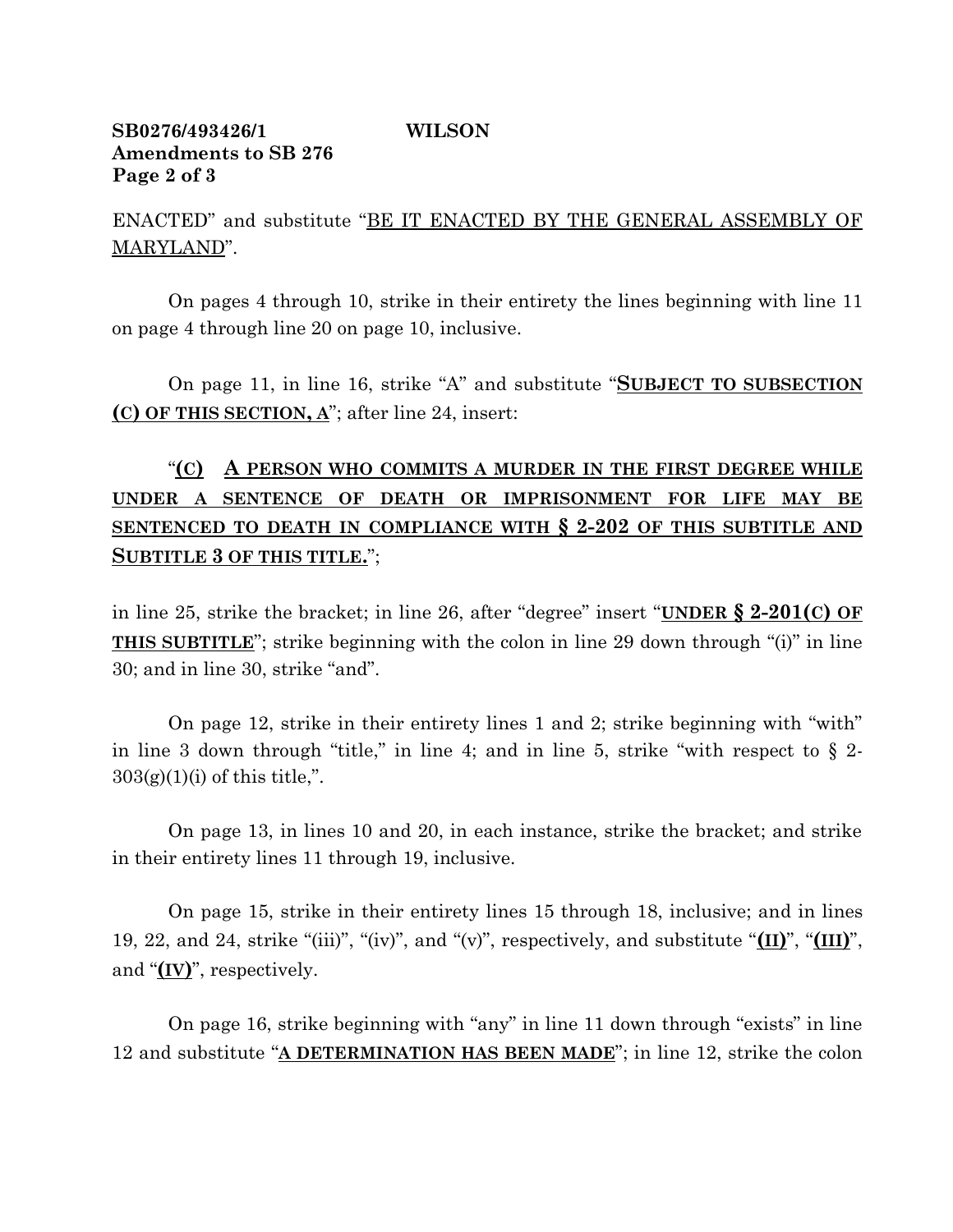ENACTED" and substitute "BE IT ENACTED BY THE GENERAL ASSEMBLY OF MARYLAND".

On pages 4 through 10, strike in their entirety the lines beginning with line 11 on page 4 through line 20 on page 10, inclusive.

On page 11, in line 16, strike "A" and substitute "**SUBJECT TO SUBSECTION (C) OF THIS SECTION, A**"; after line 24, insert:

"**(C) A PERSON WHO COMMITS A MURDER IN THE FIRST DEGREE WHILE UNDER A SENTENCE OF DEATH OR IMPRISONMENT FOR LIFE MAY BE SENTENCED TO DEATH IN COMPLIANCE WITH § 2-202 OF THIS SUBTITLE AND SUBTITLE 3 OF THIS TITLE.**";

in line 25, strike the bracket; in line 26, after "degree" insert "**UNDER § 2-201(C) OF THIS SUBTITLE**"; strike beginning with the colon in line 29 down through "(i)" in line 30; and in line 30, strike "and".

On page 12, strike in their entirety lines 1 and 2; strike beginning with "with" in line 3 down through "title," in line 4; and in line 5, strike "with respect to § 2-303(g)(1)(i) of this title,".

On page 13, in lines 10 and 20, in each instance, strike the bracket; and strike in their entirety lines 11 through 19, inclusive.

On page 15, strike in their entirety lines 15 through 18, inclusive; and in lines 19, 22, and 24, strike "(iii)", "(iv)", and "(v)", respectively, and substitute "**(II)**", "**(III)**", and "**(IV)**", respectively.

On page 16, strike beginning with "any" in line 11 down through "exists" in line 12 and substitute "**A DETERMINATION HAS BEEN MADE**"; in line 12, strike the colon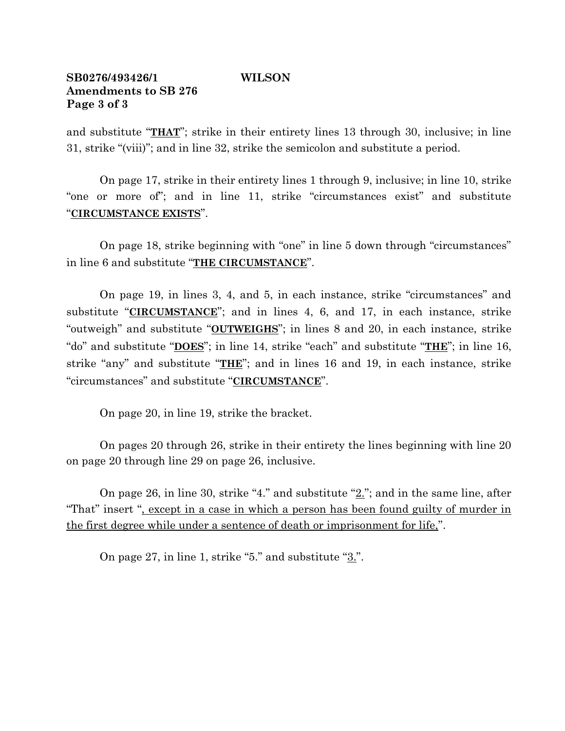and substitute "**THAT**"; strike in their entirety lines 13 through 30, inclusive; in line 31, strike "(viii)"; and in line 32, strike the semicolon and substitute a period.

On page 17, strike in their entirety lines 1 through 9, inclusive; in line 10, strike "one or more of"; and in line 11, strike "circumstances exist" and substitute "**CIRCUMSTANCE EXISTS**".

On page 18, strike beginning with "one" in line 5 down through "circumstances" in line 6 and substitute "**THE CIRCUMSTANCE**".

On page 19, in lines 3, 4, and 5, in each instance, strike "circumstances" and substitute "**CIRCUMSTANCE**"; and in lines 4, 6, and 17, in each instance, strike "outweigh" and substitute "**OUTWEIGHS**"; in lines 8 and 20, in each instance, strike "do" and substitute "**DOES**"; in line 14, strike "each" and substitute "**THE**"; in line 16, strike "any" and substitute "**THE**"; and in lines 16 and 19, in each instance, strike "circumstances" and substitute "**CIRCUMSTANCE**".

On page 20, in line 19, strike the bracket.

On pages 20 through 26, strike in their entirety the lines beginning with line 20 on page 20 through line 29 on page 26, inclusive.

On page 26, in line 30, strike "4." and substitute "2."; and in the same line, after "That" insert ", except in a case in which a person has been found guilty of murder in the first degree while under a sentence of death or imprisonment for life,".

On page 27, in line 1, strike "5." and substitute "3.".